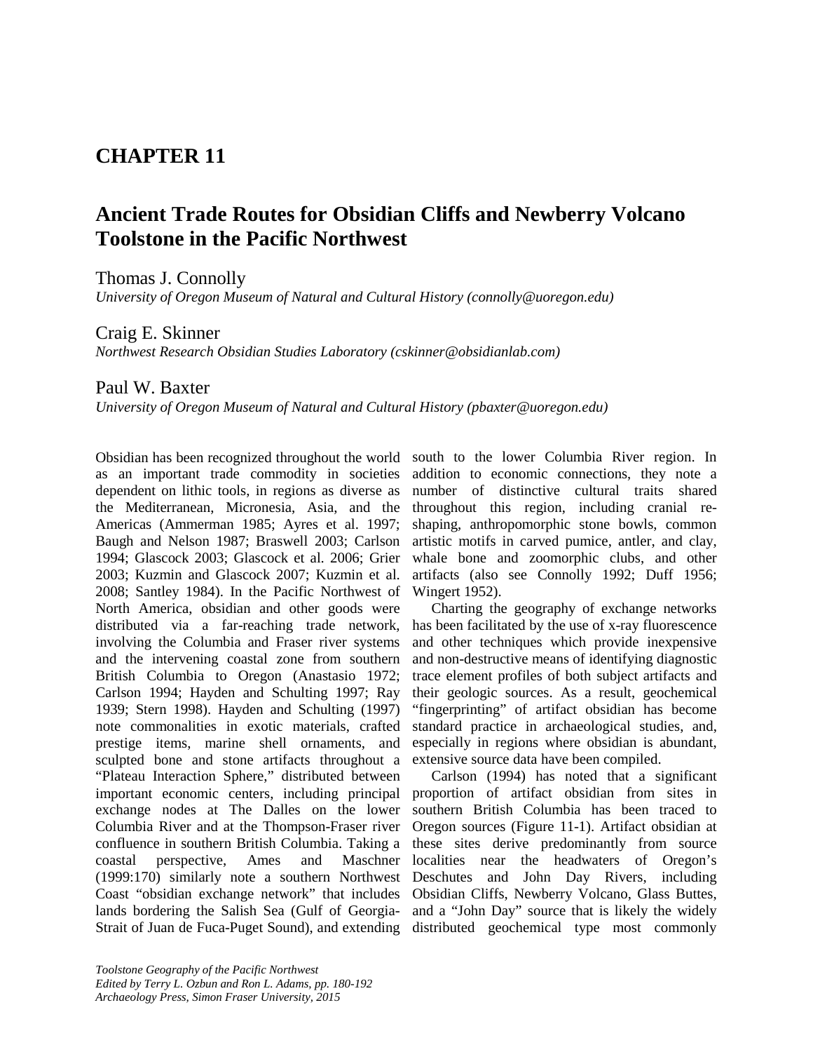# CHAPTER 11

## Ancient Trade Routes for Obsidian Cliffs and Newberry Volcano Toolstone in the Pacific Northwest

Thomas J. Connolly
*University of Oregon Museum of Natural and Cultural History (connolly@uoregon.edu)*

Craig E. Skinner
*Northwest Research Obsidian Studies Laboratory (cskinner@obsidianlab.com)*

Paul W. Baxter
*University of Oregon Museum of Natural and Cultural History (pbaxter@uoregon.edu)*

Obsidian has been recognized throughout the world as an important trade commodity in societies dependent on lithic tools, in regions as diverse as the Mediterranean, Micronesia, Asia, and the Americas (Ammerman 1985; Ayres et al. 1997; Baugh and Nelson 1987; Braswell 2003; Carlson 1994; Glascock 2003; Glascock et al. 2006; Grier 2003; Kuzmin and Glascock 2007; Kuzmin et al. 2008; Santley 1984). In the Pacific Northwest of North America, obsidian and other goods were distributed via a far-reaching trade network, involving the Columbia and Fraser river systems and the intervening coastal zone from southern British Columbia to Oregon (Anastasio 1972; Carlson 1994; Hayden and Schulting 1997; Ray 1939; Stern 1998). Hayden and Schulting (1997) note commonalities in exotic materials, crafted prestige items, marine shell ornaments, and sculpted bone and stone artifacts throughout a "Plateau Interaction Sphere," distributed between important economic centers, including principal exchange nodes at The Dalles on the lower Columbia River and at the Thompson-Fraser river confluence in southern British Columbia. Taking a coastal perspective, Ames and Maschner (1999:170) similarly note a southern Northwest Coast "obsidian exchange network" that includes lands bordering the Salish Sea (Gulf of Georgia-Strait of Juan de Fuca-Puget Sound), and extending south to the lower Columbia River region. In addition to economic connections, they note a number of distinctive cultural traits shared throughout this region, including cranial re-shaping, anthropomorphic stone bowls, common artistic motifs in carved pumice, antler, and clay, whale bone and zoomorphic clubs, and other artifacts (also see Connolly 1992; Duff 1956; Wingert 1952).

Charting the geography of exchange networks has been facilitated by the use of x-ray fluorescence and other techniques which provide inexpensive and non-destructive means of identifying diagnostic trace element profiles of both subject artifacts and their geologic sources. As a result, geochemical "fingerprinting" of artifact obsidian has become standard practice in archaeological studies, and, especially in regions where obsidian is abundant, extensive source data have been compiled.

Carlson (1994) has noted that a significant proportion of artifact obsidian from sites in southern British Columbia has been traced to Oregon sources (Figure 11-1). Artifact obsidian at these sites derive predominantly from source localities near the headwaters of Oregon's Deschutes and John Day Rivers, including Obsidian Cliffs, Newberry Volcano, Glass Buttes, and a "John Day" source that is likely the widely distributed geochemical type most commonly

*Toolstone Geography of the Pacific Northwest*
*Edited by Terry L. Ozbun and Ron L. Adams, pp. 180-192*
*Archaeology Press, Simon Fraser University, 2015*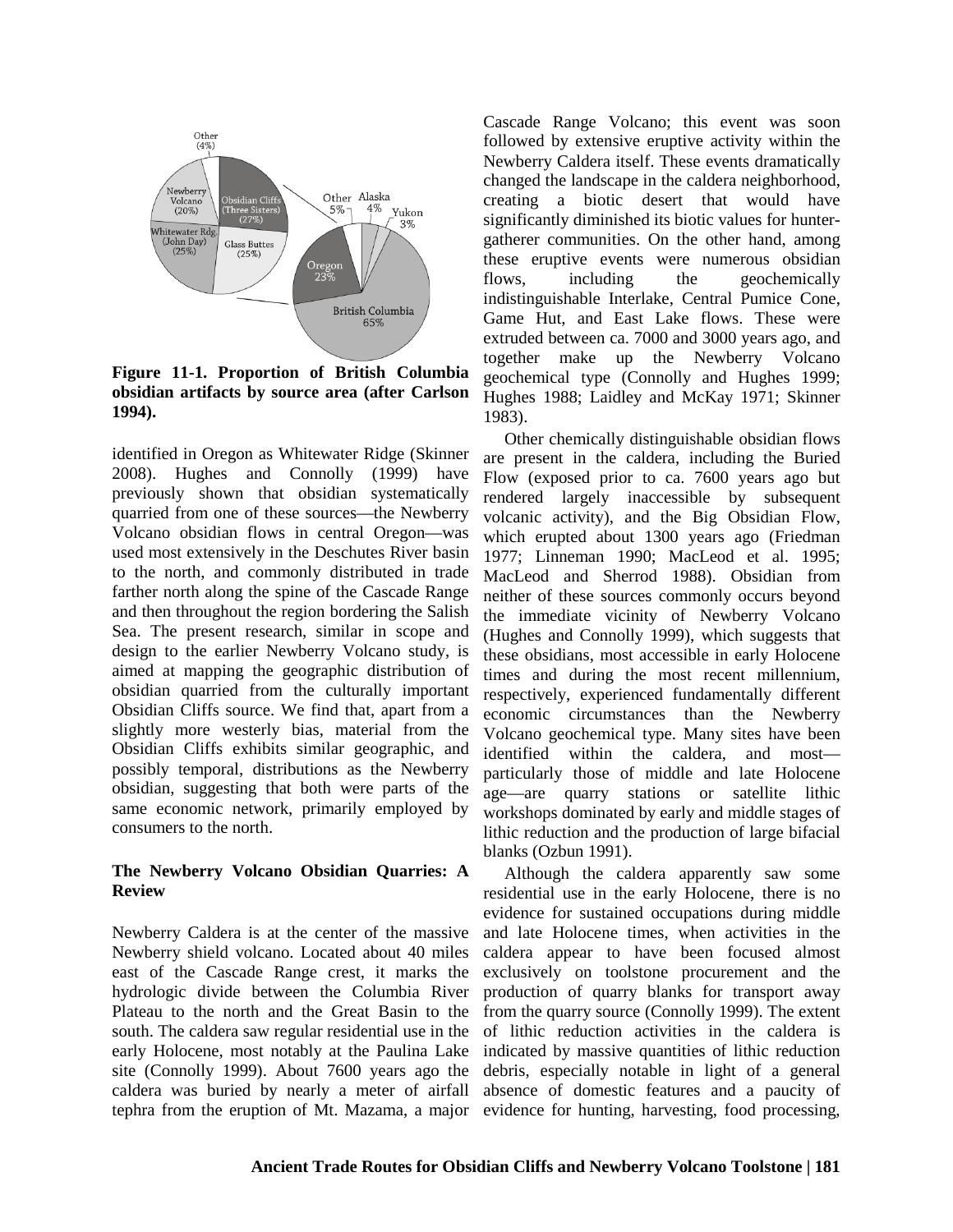Figure 11-1. **Proportion of British Columbia obsidian artifacts by source area (after Carlson 1994).**

identified in Oregon as Whitewater Ridge (Skinner 2008). Hughes and Connolly (1999) have previously shown that obsidian systematically quarried from one of these sources—the Newberry Volcano obsidian flows in central Oregon—was used most extensively in the Deschutes River basin to the north, and commonly distributed in trade farther north along the spine of the Cascade Range and then throughout the region bordering the Salish Sea. The present research, similar in scope and design to the earlier Newberry Volcano study, is aimed at mapping the geographic distribution of obsidian quarried from the culturally important Obsidian Cliffs source. We find that, apart from a slightly more westerly bias, material from the Obsidian Cliffs exhibits similar geographic, and possibly temporal, distributions as the Newberry obsidian, suggesting that both were parts of the same economic network, primarily employed by consumers to the north.

## The Newberry Volcano Obsidian Quarries: A Review

Newberry Caldera is at the center of the massive Newberry shield volcano. Located about 40 miles east of the Cascade Range crest, it marks the hydrologic divide between the Columbia River Plateau to the north and the Great Basin to the south. The caldera saw regular residential use in the early Holocene, most notably at the Paulina Lake site (Connolly 1999). About 7600 years ago the caldera was buried by nearly a meter of airfall tephra from the eruption of Mt. Mazama, a major Cascade Range Volcano; this event was soon followed by extensive eruptive activity within the Newberry Caldera itself. These events dramatically changed the landscape in the caldera neighborhood, creating a biotic desert that would have significantly diminished its biotic values for hunter-gatherer communities. On the other hand, among these eruptive events were numerous obsidian flows, including the geochemically indistinguishable Interlake, Central Pumice Cone, Game Hut, and East Lake flows. These were extruded between ca. 7000 and 3000 years ago, and together make up the Newberry Volcano geochemical type (Connolly and Hughes 1999; Hughes 1988; Laidley and McKay 1971; Skinner 1983).

Other chemically distinguishable obsidian flows are present in the caldera, including the Buried Flow (exposed prior to ca. 7600 years ago but rendered largely inaccessible by subsequent volcanic activity), and the Big Obsidian Flow, which erupted about 1300 years ago (Friedman 1977; Linneman 1990; MacLeod et al. 1995; MacLeod and Sherrod 1988). Obsidian from neither of these sources commonly occurs beyond the immediate vicinity of Newberry Volcano (Hughes and Connolly 1999), which suggests that these obsidians, most accessible in early Holocene times and during the most recent millennium, respectively, experienced fundamentally different economic circumstances than the Newberry Volcano geochemical type. Many sites have been identified within the caldera, and most—particularly those of middle and late Holocene age—are quarry stations or satellite lithic workshops dominated by early and middle stages of lithic reduction and the production of large bifacial blanks (Ozbun 1991).

Although the caldera apparently saw some residential use in the early Holocene, there is no evidence for sustained occupations during middle and late Holocene times, when activities in the caldera appear to have been focused almost exclusively on toolstone procurement and the production of quarry blanks for transport away from the quarry source (Connolly 1999). The extent of lithic reduction activities in the caldera is indicated by massive quantities of lithic reduction debris, especially notable in light of a general absence of domestic features and a paucity of evidence for hunting, harvesting, food processing,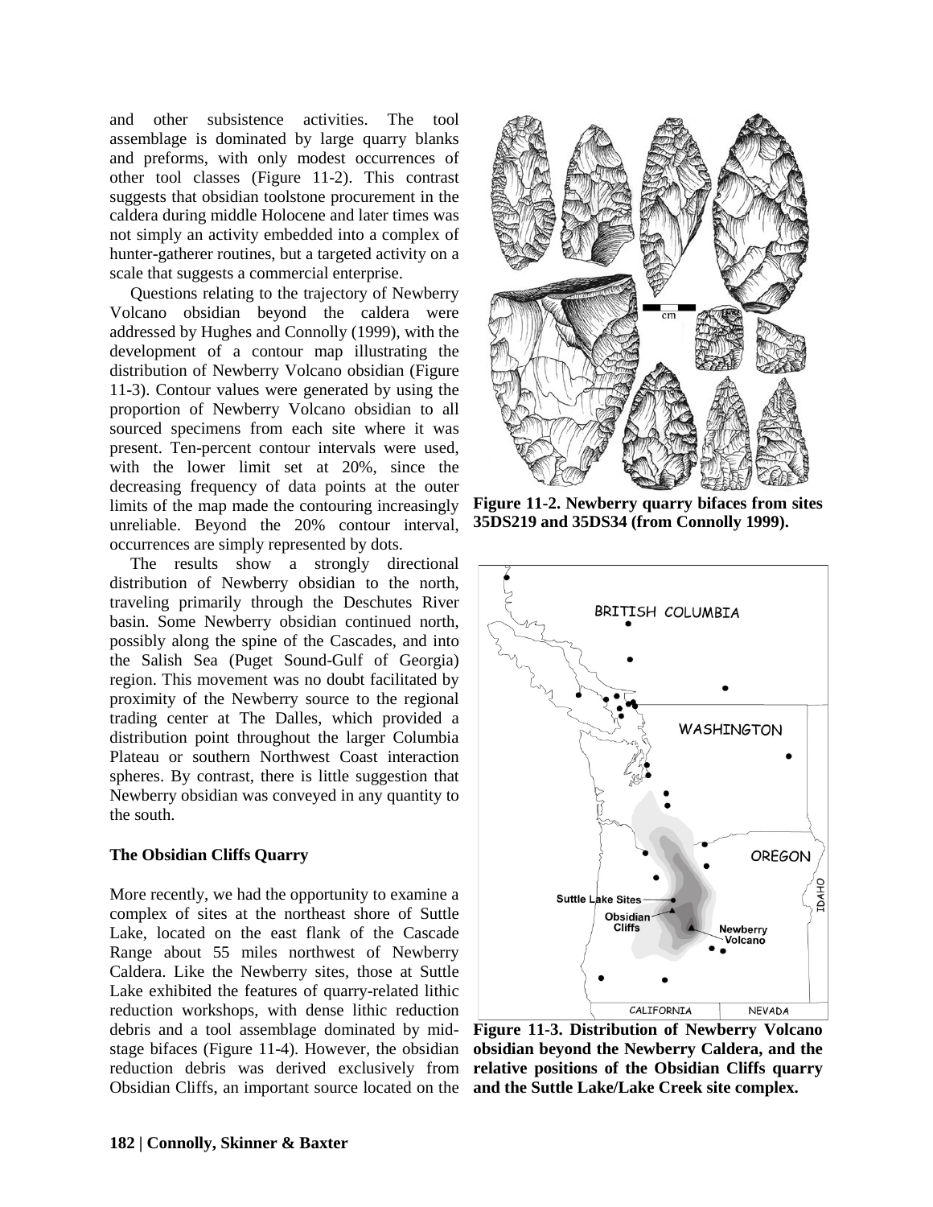and other subsistence activities. The tool assemblage is dominated by large quarry blanks and preforms, with only modest occurrences of other tool classes (Figure 11-2). This contrast suggests that obsidian toolstone procurement in the caldera during middle Holocene and later times was not simply an activity embedded into a complex of hunter-gatherer routines, but a targeted activity on a scale that suggests a commercial enterprise.

Questions relating to the trajectory of Newberry Volcano obsidian beyond the caldera were addressed by Hughes and Connolly (1999), with the development of a contour map illustrating the distribution of Newberry Volcano obsidian (Figure 11-3). Contour values were generated by using the proportion of Newberry Volcano obsidian to all sourced specimens from each site where it was present. Ten-percent contour intervals were used, with the lower limit set at 20%, since the decreasing frequency of data points at the outer limits of the map made the contouring increasingly unreliable. Beyond the 20% contour interval, occurrences are simply represented by dots.

The results show a strongly directional distribution of Newberry obsidian to the north, traveling primarily through the Deschutes River basin. Some Newberry obsidian continued north, possibly along the spine of the Cascades, and into the Salish Sea (Puget Sound-Gulf of Georgia) region. This movement was no doubt facilitated by proximity of the Newberry source to the regional trading center at The Dalles, which provided a distribution point throughout the larger Columbia Plateau or southern Northwest Coast interaction spheres. By contrast, there is little suggestion that Newberry obsidian was conveyed in any quantity to the south.

**Figure 11-2. Newberry quarry bifaces from sites 35DS219 and 35DS34 (from Connolly 1999).**

**Figure 11-3. Distribution of Newberry Volcano obsidian beyond the Newberry Caldera, and the relative positions of the Obsidian Cliffs quarry and the Suttle Lake/Lake Creek site complex.**

### The Obsidian Cliffs Quarry

More recently, we had the opportunity to examine a complex of sites at the northeast shore of Suttle Lake, located on the east flank of the Cascade Range about 55 miles northwest of Newberry Caldera. Like the Newberry sites, those at Suttle Lake exhibited the features of quarry-related lithic reduction workshops, with dense lithic reduction debris and a tool assemblage dominated by mid-stage bifaces (Figure 11-4). However, the obsidian reduction debris was derived exclusively from Obsidian Cliffs, an important source located on the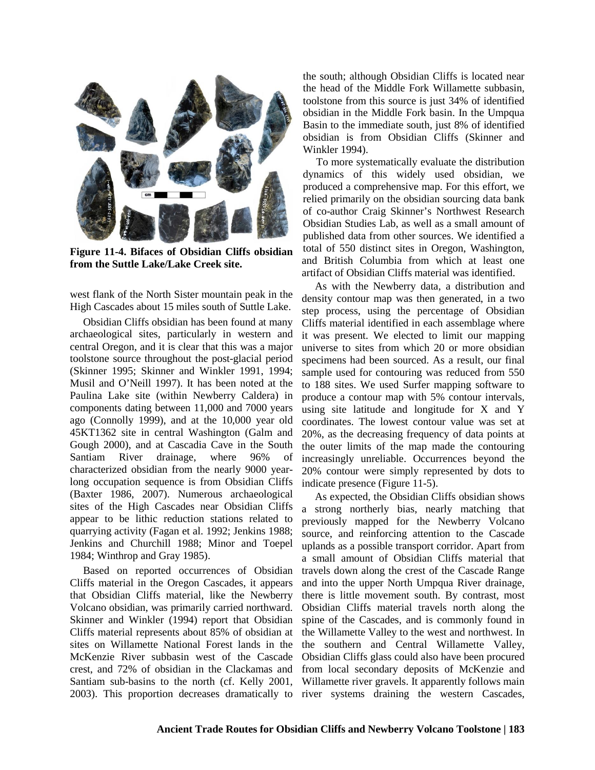**Figure 11-4. Bifaces of Obsidian Cliffs obsidian from the Suttle Lake/Lake Creek site.**

west flank of the North Sister mountain peak in the High Cascades about 15 miles south of Suttle Lake.

Obsidian Cliffs obsidian has been found at many archaeological sites, particularly in western and central Oregon, and it is clear that this was a major toolstone source throughout the post-glacial period (Skinner 1995; Skinner and Winkler 1991, 1994; Musil and O'Neill 1997). It has been noted at the Paulina Lake site (within Newberry Caldera) in components dating between 11,000 and 7000 years ago (Connolly 1999), and at the 10,000 year old 45KT1362 site in central Washington (Galm and Gough 2000), and at Cascadia Cave in the South Santiam River drainage, where 96% of characterized obsidian from the nearly 9000 year-long occupation sequence is from Obsidian Cliffs (Baxter 1986, 2007). Numerous archaeological sites of the High Cascades near Obsidian Cliffs appear to be lithic reduction stations related to quarrying activity (Fagan et al. 1992; Jenkins 1988; Jenkins and Churchill 1988; Minor and Toepel 1984; Winthrop and Gray 1985).

Based on reported occurrences of Obsidian Cliffs material in the Oregon Cascades, it appears that Obsidian Cliffs material, like the Newberry Volcano obsidian, was primarily carried northward. Skinner and Winkler (1994) report that Obsidian Cliffs material represents about 85% of obsidian at sites on Willamette National Forest lands in the McKenzie River subbasin west of the Cascade crest, and 72% of obsidian in the Clackamas and Santiam sub-basins to the north (cf. Kelly 2001, 2003). This proportion decreases dramatically to the south; although Obsidian Cliffs is located near the head of the Middle Fork Willamette subbasin, toolstone from this source is just 34% of identified obsidian in the Middle Fork basin. In the Umpqua Basin to the immediate south, just 8% of identified obsidian is from Obsidian Cliffs (Skinner and Winkler 1994).

To more systematically evaluate the distribution dynamics of this widely used obsidian, we produced a comprehensive map. For this effort, we relied primarily on the obsidian sourcing data bank of co-author Craig Skinner's Northwest Research Obsidian Studies Lab, as well as a small amount of published data from other sources. We identified a total of 550 distinct sites in Oregon, Washington, and British Columbia from which at least one artifact of Obsidian Cliffs material was identified.

As with the Newberry data, a distribution and density contour map was then generated, in a two step process, using the percentage of Obsidian Cliffs material identified in each assemblage where it was present. We elected to limit our mapping universe to sites from which 20 or more obsidian specimens had been sourced. As a result, our final sample used for contouring was reduced from 550 to 188 sites. We used Surfer mapping software to produce a contour map with 5% contour intervals, using site latitude and longitude for X and Y coordinates. The lowest contour value was set at 20%, as the decreasing frequency of data points at the outer limits of the map made the contouring increasingly unreliable. Occurrences beyond the 20% contour were simply represented by dots to indicate presence (Figure 11-5).

As expected, the Obsidian Cliffs obsidian shows a strong northerly bias, nearly matching that previously mapped for the Newberry Volcano source, and reinforcing attention to the Cascade uplands as a possible transport corridor. Apart from a small amount of Obsidian Cliffs material that travels down along the crest of the Cascade Range and into the upper North Umpqua River drainage, there is little movement south. By contrast, most Obsidian Cliffs material travels north along the spine of the Cascades, and is commonly found in the Willamette Valley to the west and northwest. In the southern and Central Willamette Valley, Obsidian Cliffs glass could also have been procured from local secondary deposits of McKenzie and Willamette river gravels. It apparently follows main river systems draining the western Cascades,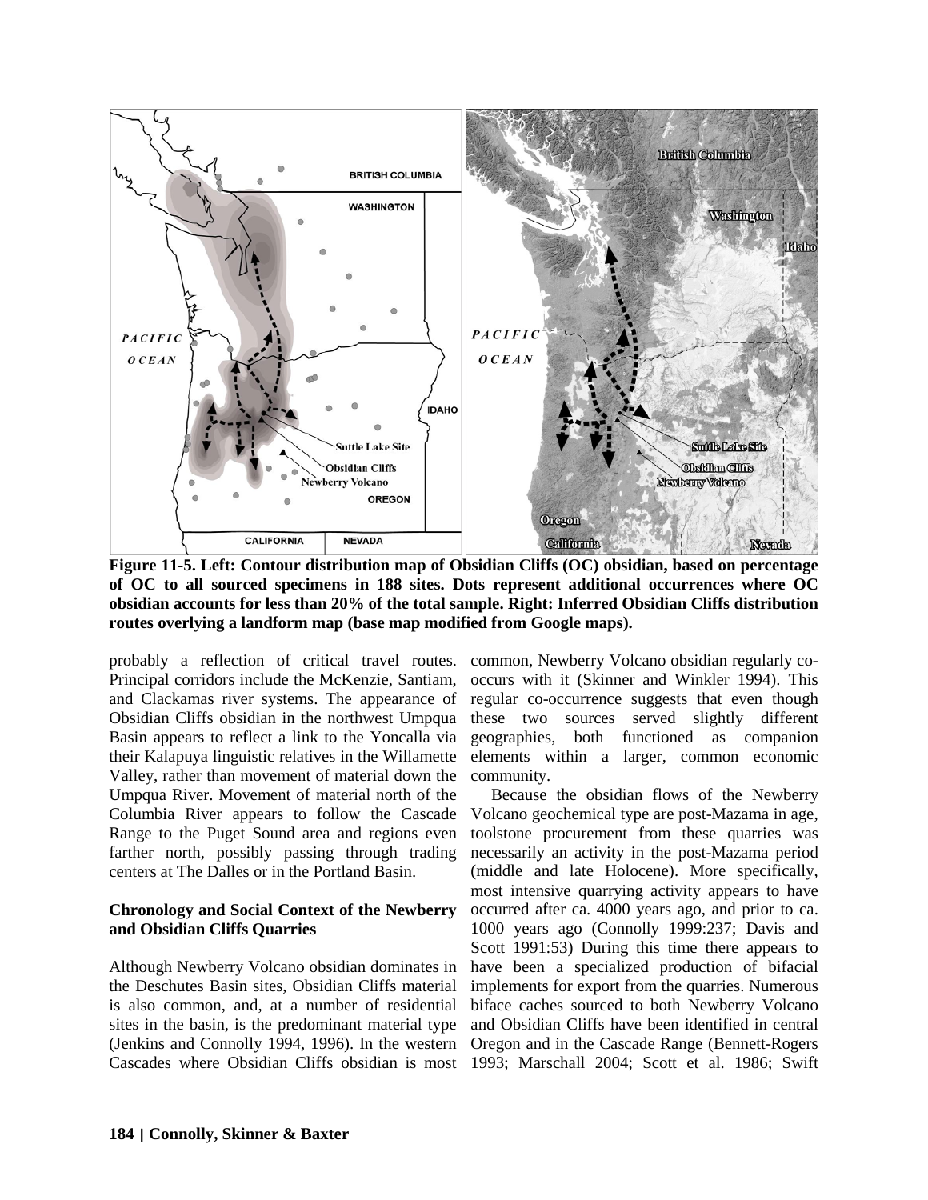**Figure 11-5. Left: Contour distribution map of Obsidian Cliffs (OC) obsidian, based on percentage of OC to all sourced specimens in 188 sites. Dots represent additional occurrences where OC obsidian accounts for less than 20% of the total sample. Right: Inferred Obsidian Cliffs distribution routes overlying a landform map (base map modified from Google maps).**

probably a reflection of critical travel routes. Principal corridors include the McKenzie, Santiam, and Clackamas river systems. The appearance of Obsidian Cliffs obsidian in the northwest Umpqua Basin appears to reflect a link to the Yoncalla via their Kalapuya linguistic relatives in the Willamette Valley, rather than movement of material down the Umpqua River. Movement of material north of the Columbia River appears to follow the Cascade Range to the Puget Sound area and regions even farther north, possibly passing through trading centers at The Dalles or in the Portland Basin.

### Chronology and Social Context of the Newberry and Obsidian Cliffs Quarries

Although Newberry Volcano obsidian dominates in the Deschutes Basin sites, Obsidian Cliffs material is also common, and, at a number of residential sites in the basin, is the predominant material type (Jenkins and Connolly 1994, 1996). In the western Cascades where Obsidian Cliffs obsidian is most common, Newberry Volcano obsidian regularly co-occurs with it (Skinner and Winkler 1994). This regular co-occurrence suggests that even though these two sources served slightly different geographies, both functioned as companion elements within a larger, common economic community.

Because the obsidian flows of the Newberry Volcano geochemical type are post-Mazama in age, toolstone procurement from these quarries was necessarily an activity in the post-Mazama period (middle and late Holocene). More specifically, most intensive quarrying activity appears to have occurred after ca. 4000 years ago, and prior to ca. 1000 years ago (Connolly 1999:237; Davis and Scott 1991:53) During this time there appears to have been a specialized production of bifacial implements for export from the quarries. Numerous biface caches sourced to both Newberry Volcano and Obsidian Cliffs have been identified in central Oregon and in the Cascade Range (Bennett-Rogers 1993; Marschall 2004; Scott et al. 1986; Swift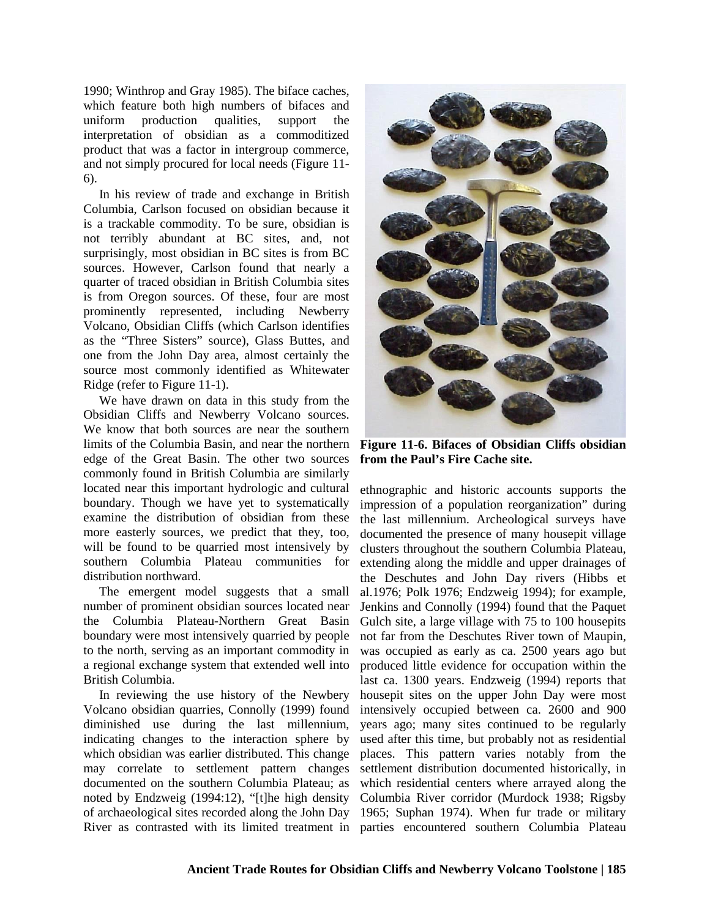1990; Winthrop and Gray 1985). The biface caches, which feature both high numbers of bifaces and uniform production qualities, support the interpretation of obsidian as a commoditized product that was a factor in intergroup commerce, and not simply procured for local needs (Figure 11-6).

In his review of trade and exchange in British Columbia, Carlson focused on obsidian because it is a trackable commodity. To be sure, obsidian is not terribly abundant at BC sites, and, not surprisingly, most obsidian in BC sites is from BC sources. However, Carlson found that nearly a quarter of traced obsidian in British Columbia sites is from Oregon sources. Of these, four are most prominently represented, including Newberry Volcano, Obsidian Cliffs (which Carlson identifies as the "Three Sisters" source), Glass Buttes, and one from the John Day area, almost certainly the source most commonly identified as Whitewater Ridge (refer to Figure 11-1).

We have drawn on data in this study from the Obsidian Cliffs and Newberry Volcano sources. We know that both sources are near the southern limits of the Columbia Basin, and near the northern edge of the Great Basin. The other two sources commonly found in British Columbia are similarly located near this important hydrologic and cultural boundary. Though we have yet to systematically examine the distribution of obsidian from these more easterly sources, we predict that they, too, will be found to be quarried most intensively by southern Columbia Plateau communities for distribution northward.

The emergent model suggests that a small number of prominent obsidian sources located near the Columbia Plateau-Northern Great Basin boundary were most intensively quarried by people to the north, serving as an important commodity in a regional exchange system that extended well into British Columbia.

In reviewing the use history of the Newbery Volcano obsidian quarries, Connolly (1999) found diminished use during the last millennium, indicating changes to the interaction sphere by which obsidian was earlier distributed. This change may correlate to settlement pattern changes documented on the southern Columbia Plateau; as noted by Endzweig (1994:12), "[t]he high density of archaeological sites recorded along the John Day River as contrasted with its limited treatment in ethnographic and historic accounts supports the impression of a population reorganization" during the last millennium. Archeological surveys have documented the presence of many housepit village clusters throughout the southern Columbia Plateau, extending along the middle and upper drainages of the Deschutes and John Day rivers (Hibbs et al.1976; Polk 1976; Endzweig 1994); for example, Jenkins and Connolly (1994) found that the Paquet Gulch site, a large village with 75 to 100 housepits not far from the Deschutes River town of Maupin, was occupied as early as ca. 2500 years ago but produced little evidence for occupation within the last ca. 1300 years. Endzweig (1994) reports that housepit sites on the upper John Day were most intensively occupied between ca. 2600 and 900 years ago; many sites continued to be regularly used after this time, but probably not as residential places. This pattern varies notably from the settlement distribution documented historically, in which residential centers where arrayed along the Columbia River corridor (Murdock 1938; Rigsby 1965; Suphan 1974). When fur trade or military parties encountered southern Columbia Plateau

**Figure 11-6. Bifaces of Obsidian Cliffs obsidian from the Paul's Fire Cache site.**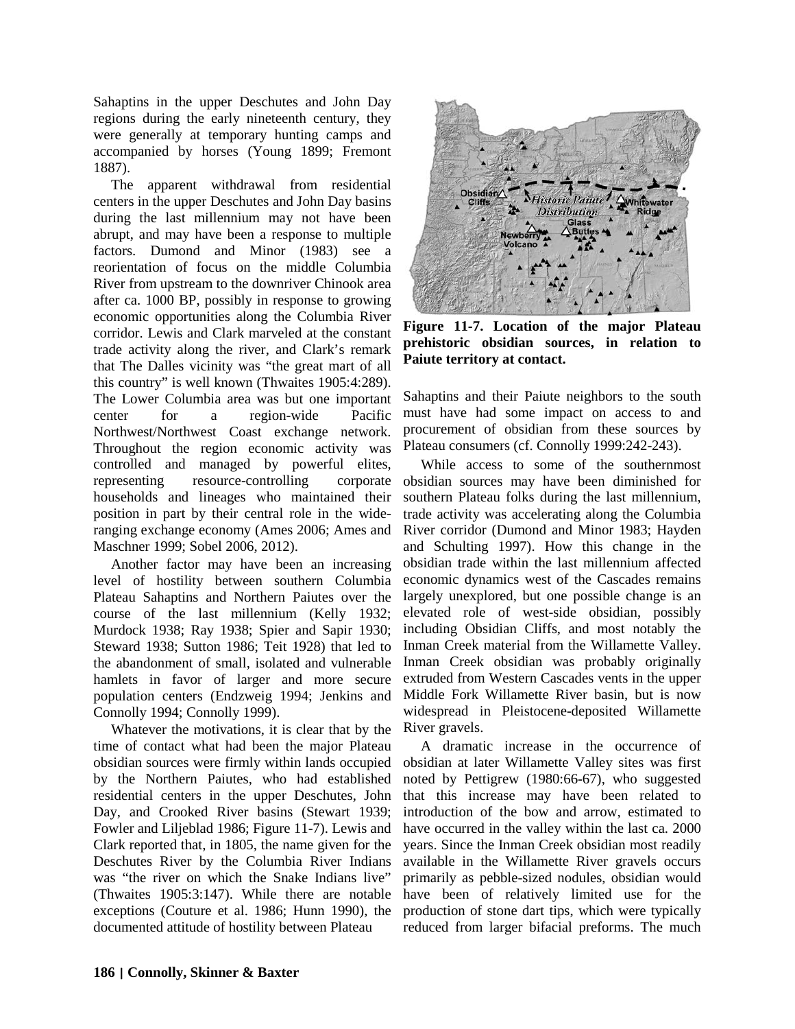Sahaptins in the upper Deschutes and John Day regions during the early nineteenth century, they were generally at temporary hunting camps and accompanied by horses (Young 1899; Fremont 1887).

The apparent withdrawal from residential centers in the upper Deschutes and John Day basins during the last millennium may not have been abrupt, and may have been a response to multiple factors. Dumond and Minor (1983) see a reorientation of focus on the middle Columbia River from upstream to the downriver Chinook area after ca. 1000 BP, possibly in response to growing economic opportunities along the Columbia River corridor. Lewis and Clark marveled at the constant trade activity along the river, and Clark's remark that The Dalles vicinity was "the great mart of all this country" is well known (Thwaites 1905:4:289). The Lower Columbia area was but one important center for a region-wide Pacific Northwest/Northwest Coast exchange network. Throughout the region economic activity was controlled and managed by powerful elites, representing resource-controlling corporate households and lineages who maintained their position in part by their central role in the wide-ranging exchange economy (Ames 2006; Ames and Maschner 1999; Sobel 2006, 2012).

Another factor may have been an increasing level of hostility between southern Columbia Plateau Sahaptins and Northern Paiutes over the course of the last millennium (Kelly 1932; Murdock 1938; Ray 1938; Spier and Sapir 1930; Steward 1938; Sutton 1986; Teit 1928) that led to the abandonment of small, isolated and vulnerable hamlets in favor of larger and more secure population centers (Endzweig 1994; Jenkins and Connolly 1994; Connolly 1999).

Whatever the motivations, it is clear that by the time of contact what had been the major Plateau obsidian sources were firmly within lands occupied by the Northern Paiutes, who had established residential centers in the upper Deschutes, John Day, and Crooked River basins (Stewart 1939; Fowler and Liljeblad 1986; Figure 11-7). Lewis and Clark reported that, in 1805, the name given for the Deschutes River by the Columbia River Indians was "the river on which the Snake Indians live" (Thwaites 1905:3:147). While there are notable exceptions (Couture et al. 1986; Hunn 1990), the documented attitude of hostility between Plateau Sahaptins and their Paiute neighbors to the south must have had some impact on access to and procurement of obsidian from these sources by Plateau consumers (cf. Connolly 1999:242-243).

**Figure 11-7. Location of the major Plateau prehistoric obsidian sources, in relation to Paiute territory at contact.**

While access to some of the southernmost obsidian sources may have been diminished for southern Plateau folks during the last millennium, trade activity was accelerating along the Columbia River corridor (Dumond and Minor 1983; Hayden and Schulting 1997). How this change in the obsidian trade within the last millennium affected economic dynamics west of the Cascades remains largely unexplored, but one possible change is an elevated role of west-side obsidian, possibly including Obsidian Cliffs, and most notably the Inman Creek material from the Willamette Valley. Inman Creek obsidian was probably originally extruded from Western Cascades vents in the upper Middle Fork Willamette River basin, but is now widespread in Pleistocene-deposited Willamette River gravels.

A dramatic increase in the occurrence of obsidian at later Willamette Valley sites was first noted by Pettigrew (1980:66-67), who suggested that this increase may have been related to introduction of the bow and arrow, estimated to have occurred in the valley within the last ca. 2000 years. Since the Inman Creek obsidian most readily available in the Willamette River gravels occurs primarily as pebble-sized nodules, obsidian would have been of relatively limited use for the production of stone dart tips, which were typically reduced from larger bifacial preforms. The much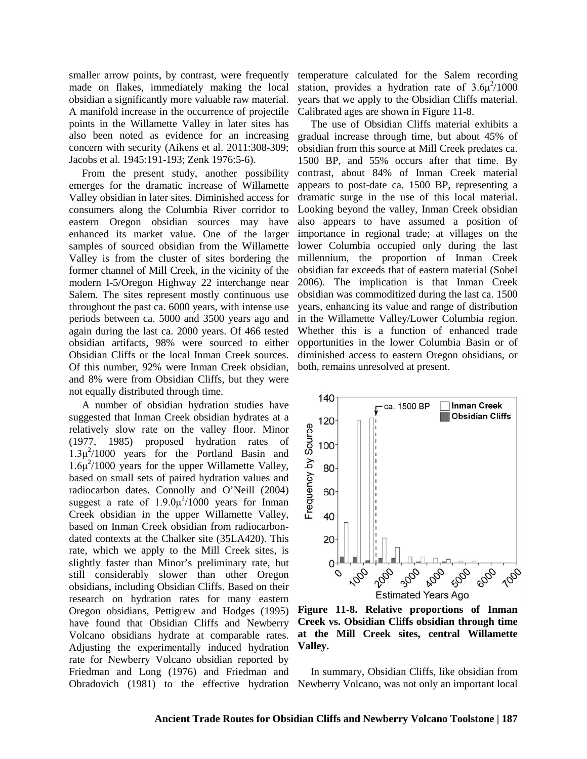smaller arrow points, by contrast, were frequently made on flakes, immediately making the local obsidian a significantly more valuable raw material. A manifold increase in the occurrence of projectile points in the Willamette Valley in later sites has also been noted as evidence for an increasing concern with security (Aikens et al. 2011:308-309; Jacobs et al. 1945:191-193; Zenk 1976:5-6).

From the present study, another possibility emerges for the dramatic increase of Willamette Valley obsidian in later sites. Diminished access for consumers along the Columbia River corridor to eastern Oregon obsidian sources may have enhanced its market value. One of the larger samples of sourced obsidian from the Willamette Valley is from the cluster of sites bordering the former channel of Mill Creek, in the vicinity of the modern I-5/Oregon Highway 22 interchange near Salem. The sites represent mostly continuous use throughout the past ca. 6000 years, with intense use periods between ca. 5000 and 3500 years ago and again during the last ca. 2000 years. Of 466 tested obsidian artifacts, 98% were sourced to either Obsidian Cliffs or the local Inman Creek sources. Of this number, 92% were Inman Creek obsidian, and 8% were from Obsidian Cliffs, but they were not equally distributed through time.

A number of obsidian hydration studies have suggested that Inman Creek obsidian hydrates at a relatively slow rate on the valley floor. Minor (1977, 1985) proposed hydration rates of $1.3\mu^2$/1000 years for the Portland Basin and $1.6\mu^2$/1000 years for the upper Willamette Valley, based on small sets of paired hydration values and radiocarbon dates. Connolly and O'Neill (2004) suggest a rate of $1.9.0\mu^2$/1000 years for Inman Creek obsidian in the upper Willamette Valley, based on Inman Creek obsidian from radiocarbon-dated contexts at the Chalker site (35LA420). This rate, which we apply to the Mill Creek sites, is slightly faster than Minor's preliminary rate, but still considerably slower than other Oregon obsidians, including Obsidian Cliffs. Based on their research on hydration rates for many eastern Oregon obsidians, Pettigrew and Hodges (1995) have found that Obsidian Cliffs and Newberry Volcano obsidians hydrate at comparable rates. Adjusting the experimentally induced hydration rate for Newberry Volcano obsidian reported by Friedman and Long (1976) and Friedman and Obradovich (1981) to the effective hydration temperature calculated for the Salem recording station, provides a hydration rate of $3.6\mu^2$/1000 years that we apply to the Obsidian Cliffs material. Calibrated ages are shown in Figure 11-8.

The use of Obsidian Cliffs material exhibits a gradual increase through time, but about 45% of obsidian from this source at Mill Creek predates ca. 1500 BP, and 55% occurs after that time. By contrast, about 84% of Inman Creek material appears to post-date ca. 1500 BP, representing a dramatic surge in the use of this local material. Looking beyond the valley, Inman Creek obsidian also appears to have assumed a position of importance in regional trade; at villages on the lower Columbia occupied only during the last millennium, the proportion of Inman Creek obsidian far exceeds that of eastern material (Sobel 2006). The implication is that Inman Creek obsidian was commoditized during the last ca. 1500 years, enhancing its value and range of distribution in the Willamette Valley/Lower Columbia region. Whether this is a function of enhanced trade opportunities in the lower Columbia Basin or of diminished access to eastern Oregon obsidians, or both, remains unresolved at present.

**Figure 11-8. Relative proportions of Inman Creek vs. Obsidian Cliffs obsidian through time at the Mill Creek sites, central Willamette Valley.**

In summary, Obsidian Cliffs, like obsidian from Newberry Volcano, was not only an important local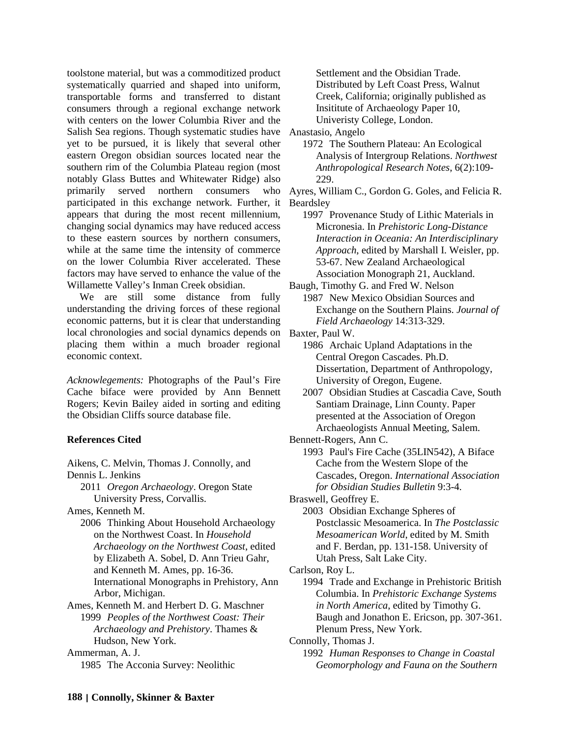toolstone material, but was a commoditized product systematically quarried and shaped into uniform, transportable forms and transferred to distant consumers through a regional exchange network with centers on the lower Columbia River and the Salish Sea regions. Though systematic studies have yet to be pursued, it is likely that several other eastern Oregon obsidian sources located near the southern rim of the Columbia Plateau region (most notably Glass Buttes and Whitewater Ridge) also primarily served northern consumers who participated in this exchange network. Further, it appears that during the most recent millennium, changing social dynamics may have reduced access to these eastern sources by northern consumers, while at the same time the intensity of commerce on the lower Columbia River accelerated. These factors may have served to enhance the value of the Willamette Valley's Inman Creek obsidian.

We are still some distance from fully understanding the driving forces of these regional economic patterns, but it is clear that understanding local chronologies and social dynamics depends on placing them within a much broader regional economic context.

*Acknowlegements:* Photographs of the Paul's Fire Cache biface were provided by Ann Bennett Rogers; Kevin Bailey aided in sorting and editing the Obsidian Cliffs source database file.

**References Cited**

Aikens, C. Melvin, Thomas J. Connolly, and Dennis L. Jenkins
2011 *Oregon Archaeology*. Oregon State University Press, Corvallis.

Ames, Kenneth M.
2006 Thinking About Household Archaeology on the Northwest Coast. In *Household Archaeology on the Northwest Coast*, edited by Elizabeth A. Sobel, D. Ann Trieu Gahr, and Kenneth M. Ames, pp. 16-36. International Monographs in Prehistory, Ann Arbor, Michigan.

Ames, Kenneth M. and Herbert D. G. Maschner
1999 *Peoples of the Northwest Coast: Their Archaeology and Prehistory*. Thames & Hudson, New York.

Ammerman, A. J.
1985 The Acconia Survey: Neolithic Settlement and the Obsidian Trade. Distributed by Left Coast Press, Walnut Creek, California; originally published as Insititute of Archaeology Paper 10, Univeristy College, London.

Anastasio, Angelo
1972 The Southern Plateau: An Ecological Analysis of Intergroup Relations. *Northwest Anthropological Research Notes*, 6(2):109-229.

Ayres, William C., Gordon G. Goles, and Felicia R. Beardsley
1997 Provenance Study of Lithic Materials in Micronesia. In *Prehistoric Long-Distance Interaction in Oceania: An Interdisciplinary Approach*, edited by Marshall I. Weisler, pp. 53-67. New Zealand Archaeological Association Monograph 21, Auckland.

Baugh, Timothy G. and Fred W. Nelson
1987 New Mexico Obsidian Sources and Exchange on the Southern Plains. *Journal of Field Archaeology* 14:313-329.

Baxter, Paul W.
1986 Archaic Upland Adaptations in the Central Oregon Cascades. Ph.D. Dissertation, Department of Anthropology, University of Oregon, Eugene.
2007 Obsidian Studies at Cascadia Cave, South Santiam Drainage, Linn County. Paper presented at the Association of Oregon Archaeologists Annual Meeting, Salem.

Bennett-Rogers, Ann C.
1993 Paul's Fire Cache (35LIN542), A Biface Cache from the Western Slope of the Cascades, Oregon. *International Association for Obsidian Studies Bulletin* 9:3-4.

Braswell, Geoffrey E.
2003 Obsidian Exchange Spheres of Postclassic Mesoamerica. In *The Postclassic Mesoamerican World*, edited by M. Smith and F. Berdan, pp. 131-158. University of Utah Press, Salt Lake City.

Carlson, Roy L.
1994 Trade and Exchange in Prehistoric British Columbia. In *Prehistoric Exchange Systems in North America*, edited by Timothy G. Baugh and Jonathon E. Ericson, pp. 307-361. Plenum Press, New York.

Connolly, Thomas J.
1992 *Human Responses to Change in Coastal Geomorphology and Fauna on the Southern*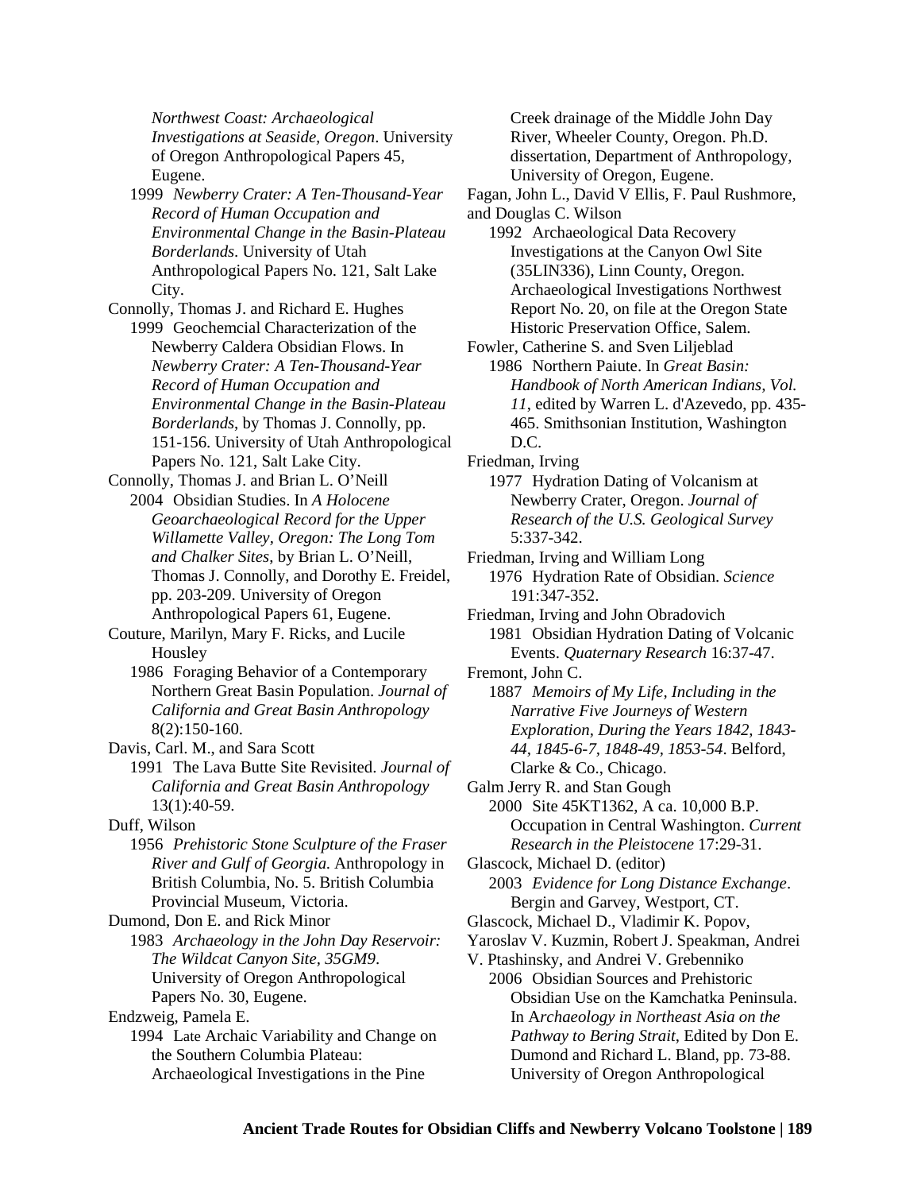*Northwest Coast: Archaeological Investigations at Seaside, Oregon*. University of Oregon Anthropological Papers 45, Eugene.

1999 *Newberry Crater: A Ten-Thousand-Year Record of Human Occupation and Environmental Change in the Basin-Plateau Borderlands*. University of Utah Anthropological Papers No. 121, Salt Lake City.

Connolly, Thomas J. and Richard E. Hughes

1999 Geochemcial Characterization of the Newberry Caldera Obsidian Flows. In *Newberry Crater: A Ten-Thousand-Year Record of Human Occupation and Environmental Change in the Basin-Plateau Borderlands*, by Thomas J. Connolly, pp. 151-156. University of Utah Anthropological Papers No. 121, Salt Lake City.

Connolly, Thomas J. and Brian L. O'Neill

2004 Obsidian Studies. In *A Holocene Geoarchaeological Record for the Upper Willamette Valley, Oregon: The Long Tom and Chalker Sites*, by Brian L. O'Neill, Thomas J. Connolly, and Dorothy E. Freidel, pp. 203-209. University of Oregon Anthropological Papers 61, Eugene.

Couture, Marilyn, Mary F. Ricks, and Lucile Housley

1986 Foraging Behavior of a Contemporary Northern Great Basin Population. *Journal of California and Great Basin Anthropology* 8(2):150-160.

Davis, Carl. M., and Sara Scott

1991 The Lava Butte Site Revisited. *Journal of California and Great Basin Anthropology* 13(1):40-59.

Duff, Wilson

1956 *Prehistoric Stone Sculpture of the Fraser River and Gulf of Georgia.* Anthropology in British Columbia, No. 5. British Columbia Provincial Museum, Victoria.

Dumond, Don E. and Rick Minor

1983 *Archaeology in the John Day Reservoir: The Wildcat Canyon Site, 35GM9*. University of Oregon Anthropological Papers No. 30, Eugene.

Endzweig, Pamela E.

1994 Late Archaic Variability and Change on the Southern Columbia Plateau: Archaeological Investigations in the Pine Creek drainage of the Middle John Day River, Wheeler County, Oregon. Ph.D. dissertation, Department of Anthropology, University of Oregon, Eugene.

Fagan, John L., David V Ellis, F. Paul Rushmore, and Douglas C. Wilson

1992 Archaeological Data Recovery Investigations at the Canyon Owl Site (35LIN336), Linn County, Oregon. Archaeological Investigations Northwest Report No. 20, on file at the Oregon State Historic Preservation Office, Salem.

Fowler, Catherine S. and Sven Liljeblad

1986 Northern Paiute. In *Great Basin: Handbook of North American Indians, Vol. 11*, edited by Warren L. d'Azevedo, pp. 435-465. Smithsonian Institution, Washington D.C.

Friedman, Irving

1977 Hydration Dating of Volcanism at Newberry Crater, Oregon. *Journal of Research of the U.S. Geological Survey* 5:337-342.

Friedman, Irving and William Long

1976 Hydration Rate of Obsidian. *Science* 191:347-352.

Friedman, Irving and John Obradovich

1981 Obsidian Hydration Dating of Volcanic Events. *Quaternary Research* 16:37-47.

Fremont, John C.

1887 *Memoirs of My Life, Including in the Narrative Five Journeys of Western Exploration, During the Years 1842, 1843-44, 1845-6-7, 1848-49, 1853-54*. Belford, Clarke & Co., Chicago.

Galm Jerry R. and Stan Gough

2000 Site 45KT1362, A ca. 10,000 B.P. Occupation in Central Washington. *Current Research in the Pleistocene* 17:29-31.

Glascock, Michael D. (editor)

2003 *Evidence for Long Distance Exchange*. Bergin and Garvey, Westport, CT.

Glascock, Michael D., Vladimir K. Popov, Yaroslav V. Kuzmin, Robert J. Speakman, Andrei V. Ptashinsky, and Andrei V. Grebenniko

2006 Obsidian Sources and Prehistoric Obsidian Use on the Kamchatka Peninsula. In A*rchaeology in Northeast Asia on the Pathway to Bering Strait*, Edited by Don E. Dumond and Richard L. Bland, pp. 73-88. University of Oregon Anthropological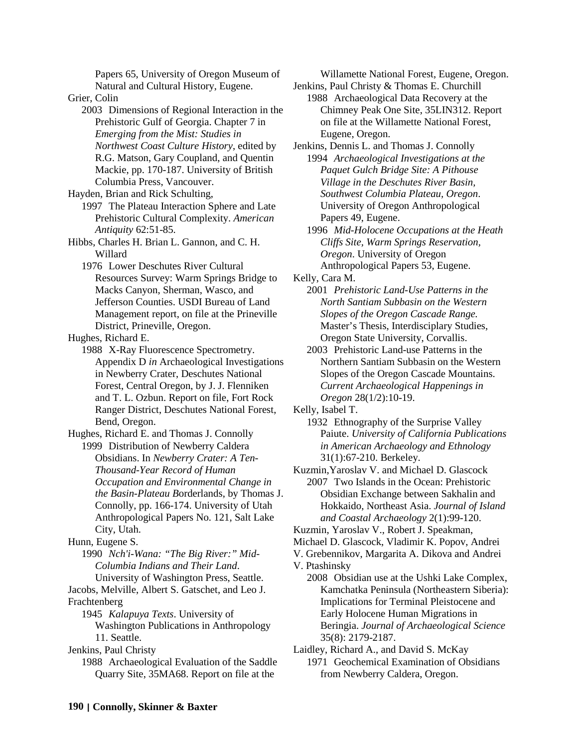Papers 65, University of Oregon Museum of Natural and Cultural History, Eugene.

Grier, Colin

2003 Dimensions of Regional Interaction in the Prehistoric Gulf of Georgia. Chapter 7 in *Emerging from the Mist: Studies in Northwest Coast Culture History*, edited by R.G. Matson, Gary Coupland, and Quentin Mackie, pp. 170-187. University of British Columbia Press, Vancouver.

Hayden, Brian and Rick Schulting,

1997 The Plateau Interaction Sphere and Late Prehistoric Cultural Complexity. *American Antiquity* 62:51-85.

Hibbs, Charles H. Brian L. Gannon, and C. H. Willard

1976 Lower Deschutes River Cultural Resources Survey: Warm Springs Bridge to Macks Canyon, Sherman, Wasco, and Jefferson Counties. USDI Bureau of Land Management report, on file at the Prineville District, Prineville, Oregon.

Hughes, Richard E.

1988 X-Ray Fluorescence Spectrometry. Appendix D *in* Archaeological Investigations in Newberry Crater, Deschutes National Forest, Central Oregon, by J. J. Flenniken and T. L. Ozbun. Report on file, Fort Rock Ranger District, Deschutes National Forest, Bend, Oregon.

Hughes, Richard E. and Thomas J. Connolly

1999 Distribution of Newberry Caldera Obsidians. In *Newberry Crater: A Ten-Thousand-Year Record of Human Occupation and Environmental Change in the Basin-Plateau B*orderlands, by Thomas J. Connolly, pp. 166-174. University of Utah Anthropological Papers No. 121, Salt Lake City, Utah.

Hunn, Eugene S.

1990 *Nch'i-Wana: "The Big River:" Mid-Columbia Indians and Their Land*. University of Washington Press, Seattle.

Jacobs, Melville, Albert S. Gatschet, and Leo J. Frachtenberg

1945 *Kalapuya Texts*. University of Washington Publications in Anthropology 11. Seattle.

Jenkins, Paul Christy

1988 Archaeological Evaluation of the Saddle Quarry Site, 35MA68. Report on file at the Willamette National Forest, Eugene, Oregon.

Jenkins, Paul Christy & Thomas E. Churchill

1988 Archaeological Data Recovery at the Chimney Peak One Site, 35LIN312. Report on file at the Willamette National Forest, Eugene, Oregon.

Jenkins, Dennis L. and Thomas J. Connolly

1994 *Archaeological Investigations at the Paquet Gulch Bridge Site: A Pithouse Village in the Deschutes River Basin, Southwest Columbia Plateau, Oregon*. University of Oregon Anthropological Papers 49, Eugene.

1996 *Mid-Holocene Occupations at the Heath Cliffs Site, Warm Springs Reservation, Oregon*. University of Oregon Anthropological Papers 53, Eugene.

Kelly, Cara M.

2001 *Prehistoric Land-Use Patterns in the North Santiam Subbasin on the Western Slopes of the Oregon Cascade Range.* Master's Thesis, Interdisciplinary Studies, Oregon State University, Corvallis.

2003 Prehistoric Land-use Patterns in the Northern Santiam Subbasin on the Western Slopes of the Oregon Cascade Mountains. *Current Archaeological Happenings in Oregon* 28(1/2):10-19.

Kelly, Isabel T.

1932 Ethnography of the Surprise Valley Paiute. *University of California Publications in American Archaeology and Ethnology* 31(1):67-210. Berkeley.

Kuzmin,Yaroslav V. and Michael D. Glascock

2007 Two Islands in the Ocean: Prehistoric Obsidian Exchange between Sakhalin and Hokkaido, Northeast Asia. *Journal of Island and Coastal Archaeology* 2(1):99-120.

Kuzmin, Yaroslav V., Robert J. Speakman, Michael D. Glascock, Vladimir K. Popov, Andrei V. Grebennikov, Margarita A. Dikova and Andrei V. Ptashinsky

2008 Obsidian use at the Ushki Lake Complex, Kamchatka Peninsula (Northeastern Siberia): Implications for Terminal Pleistocene and Early Holocene Human Migrations in Beringia. *Journal of Archaeological Science* 35(8): 2179-2187.

Laidley, Richard A., and David S. McKay

1971 Geochemical Examination of Obsidians from Newberry Caldera, Oregon.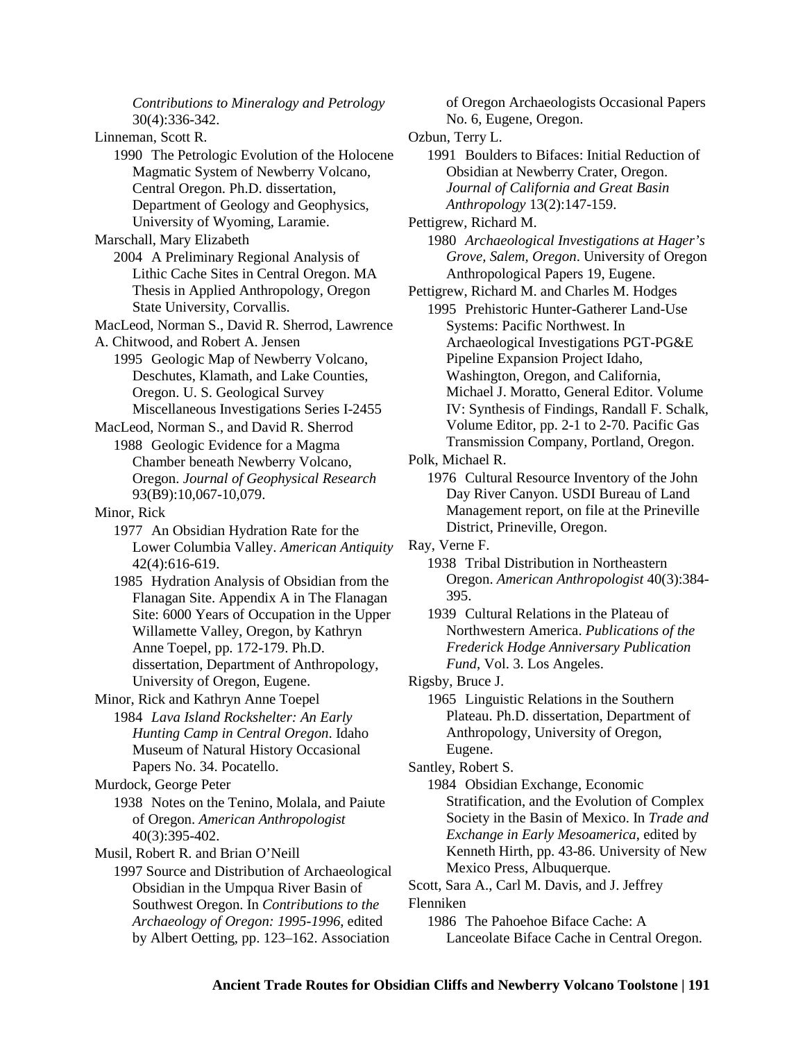*Contributions to Mineralogy and Petrology* 30(4):336-342.

Linneman, Scott R.

1990 The Petrologic Evolution of the Holocene Magmatic System of Newberry Volcano, Central Oregon. Ph.D. dissertation, Department of Geology and Geophysics, University of Wyoming, Laramie.

Marschall, Mary Elizabeth

2004 A Preliminary Regional Analysis of Lithic Cache Sites in Central Oregon. MA Thesis in Applied Anthropology, Oregon State University, Corvallis.

MacLeod, Norman S., David R. Sherrod, Lawrence A. Chitwood, and Robert A. Jensen

1995 Geologic Map of Newberry Volcano, Deschutes, Klamath, and Lake Counties, Oregon. U. S. Geological Survey Miscellaneous Investigations Series I-2455

MacLeod, Norman S., and David R. Sherrod

1988 Geologic Evidence for a Magma Chamber beneath Newberry Volcano, Oregon. *Journal of Geophysical Research* 93(B9):10,067-10,079.

Minor, Rick

1977 An Obsidian Hydration Rate for the Lower Columbia Valley. *American Antiquity* 42(4):616-619.

1985 Hydration Analysis of Obsidian from the Flanagan Site. Appendix A in The Flanagan Site: 6000 Years of Occupation in the Upper Willamette Valley, Oregon, by Kathryn Anne Toepel, pp. 172-179. Ph.D. dissertation, Department of Anthropology, University of Oregon, Eugene.

Minor, Rick and Kathryn Anne Toepel

1984 *Lava Island Rockshelter: An Early Hunting Camp in Central Oregon*. Idaho Museum of Natural History Occasional Papers No. 34. Pocatello.

Murdock, George Peter

1938 Notes on the Tenino, Molala, and Paiute of Oregon. *American Anthropologist* 40(3):395-402.

Musil, Robert R. and Brian O'Neill

1997 Source and Distribution of Archaeological Obsidian in the Umpqua River Basin of Southwest Oregon. In *Contributions to the Archaeology of Oregon: 1995-1996*, edited by Albert Oetting, pp. 123–162. Association of Oregon Archaeologists Occasional Papers No. 6, Eugene, Oregon.

Ozbun, Terry L.

1991 Boulders to Bifaces: Initial Reduction of Obsidian at Newberry Crater, Oregon. *Journal of California and Great Basin Anthropology* 13(2):147-159.

Pettigrew, Richard M.

1980 *Archaeological Investigations at Hager's Grove, Salem, Oregon*. University of Oregon Anthropological Papers 19, Eugene.

Pettigrew, Richard M. and Charles M. Hodges

1995 Prehistoric Hunter-Gatherer Land-Use Systems: Pacific Northwest. In Archaeological Investigations PGT-PG&E Pipeline Expansion Project Idaho, Washington, Oregon, and California, Michael J. Moratto, General Editor. Volume IV: Synthesis of Findings, Randall F. Schalk, Volume Editor, pp. 2-1 to 2-70. Pacific Gas Transmission Company, Portland, Oregon.

Polk, Michael R.

1976 Cultural Resource Inventory of the John Day River Canyon. USDI Bureau of Land Management report, on file at the Prineville District, Prineville, Oregon.

Ray, Verne F.

1938 Tribal Distribution in Northeastern Oregon. *American Anthropologist* 40(3):384-395.

1939 Cultural Relations in the Plateau of Northwestern America. *Publications of the Frederick Hodge Anniversary Publication Fund*, Vol. 3. Los Angeles.

Rigsby, Bruce J.

1965 Linguistic Relations in the Southern Plateau. Ph.D. dissertation, Department of Anthropology, University of Oregon, Eugene.

Santley, Robert S.

1984 Obsidian Exchange, Economic Stratification, and the Evolution of Complex Society in the Basin of Mexico. In *Trade and Exchange in Early Mesoamerica*, edited by Kenneth Hirth, pp. 43-86. University of New Mexico Press, Albuquerque.

Scott, Sara A., Carl M. Davis, and J. Jeffrey Flenniken

1986 The Pahoehoe Biface Cache: A Lanceolate Biface Cache in Central Oregon.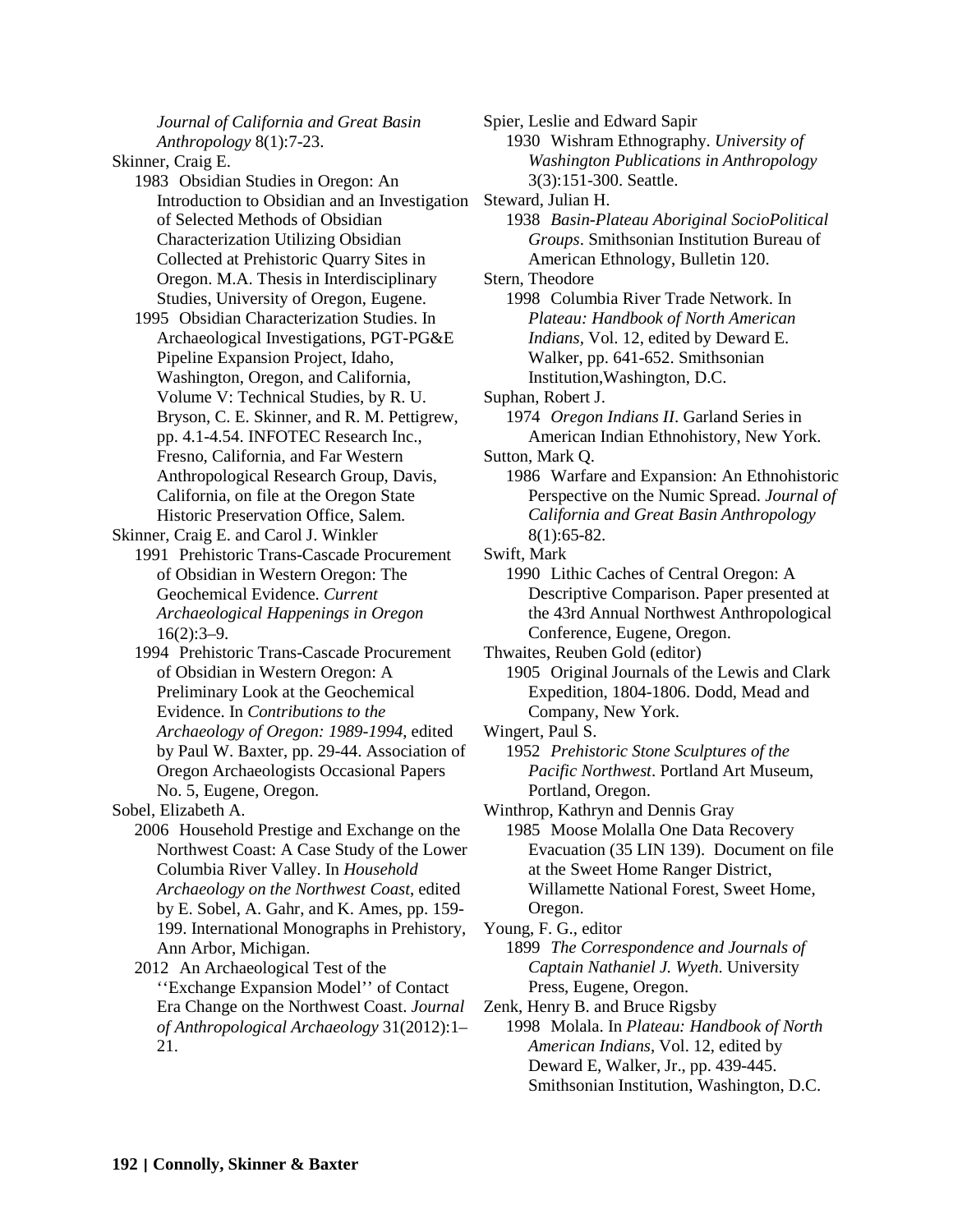*Journal of California and Great Basin Anthropology* 8(1):7-23.

Skinner, Craig E.

1983 Obsidian Studies in Oregon: An Introduction to Obsidian and an Investigation of Selected Methods of Obsidian Characterization Utilizing Obsidian Collected at Prehistoric Quarry Sites in Oregon. M.A. Thesis in Interdisciplinary Studies, University of Oregon, Eugene.

1995 Obsidian Characterization Studies. In Archaeological Investigations, PGT-PG&E Pipeline Expansion Project, Idaho, Washington, Oregon, and California, Volume V: Technical Studies, by R. U. Bryson, C. E. Skinner, and R. M. Pettigrew, pp. 4.1-4.54. INFOTEC Research Inc., Fresno, California, and Far Western Anthropological Research Group, Davis, California, on file at the Oregon State Historic Preservation Office, Salem.

Skinner, Craig E. and Carol J. Winkler

1991 Prehistoric Trans-Cascade Procurement of Obsidian in Western Oregon: The Geochemical Evidence. *Current Archaeological Happenings in Oregon* 16(2):3–9.

1994 Prehistoric Trans-Cascade Procurement of Obsidian in Western Oregon: A Preliminary Look at the Geochemical Evidence. In *Contributions to the Archaeology of Oregon: 1989-1994*, edited by Paul W. Baxter, pp. 29-44. Association of Oregon Archaeologists Occasional Papers No. 5, Eugene, Oregon.

Sobel, Elizabeth A.

2006 Household Prestige and Exchange on the Northwest Coast: A Case Study of the Lower Columbia River Valley. In *Household Archaeology on the Northwest Coast*, edited by E. Sobel, A. Gahr, and K. Ames, pp. 159-199. International Monographs in Prehistory, Ann Arbor, Michigan.

2012 An Archaeological Test of the ''Exchange Expansion Model'' of Contact Era Change on the Northwest Coast. *Journal of Anthropological Archaeology* 31(2012):1–21.

Spier, Leslie and Edward Sapir

1930 Wishram Ethnography. *University of Washington Publications in Anthropology* 3(3):151-300. Seattle.

Steward, Julian H.

1938 *Basin-Plateau Aboriginal SocioPolitical Groups*. Smithsonian Institution Bureau of American Ethnology, Bulletin 120.

Stern, Theodore

1998 Columbia River Trade Network. In *Plateau: Handbook of North American Indians*, Vol. 12, edited by Deward E. Walker, pp. 641-652. Smithsonian Institution,Washington, D.C.

Suphan, Robert J.

1974 *Oregon Indians II*. Garland Series in American Indian Ethnohistory, New York.

Sutton, Mark Q.

1986 Warfare and Expansion: An Ethnohistoric Perspective on the Numic Spread. *Journal of California and Great Basin Anthropology* 8(1):65-82.

Swift, Mark

1990 Lithic Caches of Central Oregon: A Descriptive Comparison. Paper presented at the 43rd Annual Northwest Anthropological Conference, Eugene, Oregon.

Thwaites, Reuben Gold (editor)

1905 Original Journals of the Lewis and Clark Expedition, 1804-1806. Dodd, Mead and Company, New York.

Wingert, Paul S.

1952 *Prehistoric Stone Sculptures of the Pacific Northwest*. Portland Art Museum, Portland, Oregon.

Winthrop, Kathryn and Dennis Gray

1985 Moose Molalla One Data Recovery Evacuation (35 LIN 139). Document on file at the Sweet Home Ranger District, Willamette National Forest, Sweet Home, Oregon.

Young, F. G., editor

1899 *The Correspondence and Journals of Captain Nathaniel J. Wyeth*. University Press, Eugene, Oregon.

Zenk, Henry B. and Bruce Rigsby

1998 Molala. In *Plateau: Handbook of North American Indians*, Vol. 12, edited by Deward E, Walker, Jr., pp. 439-445. Smithsonian Institution, Washington, D.C.